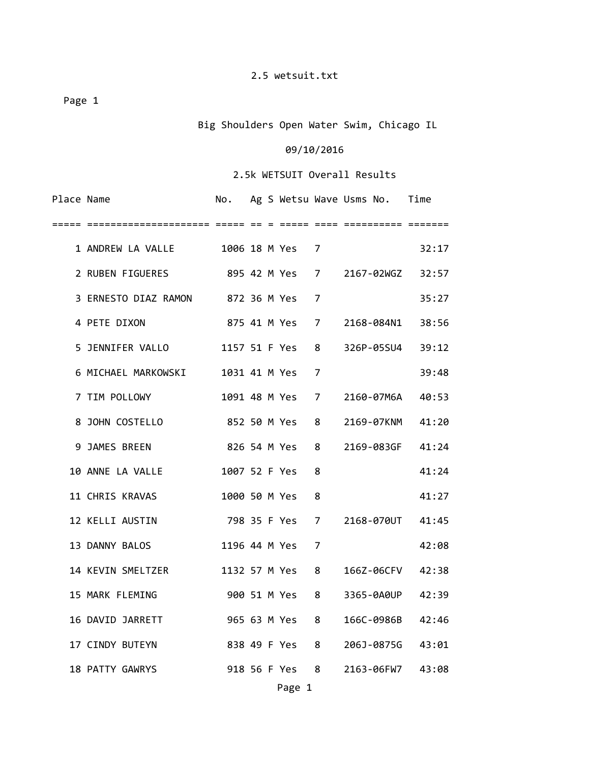2.5 wetsuit.txt

Page 1

Big Shoulders Open Water Swim, Chicago IL

09/10/2016

2.5k WETSUIT Overall Results

| Place | Name | No. | Ag | S | Wetsu | Wave | Usms No. | Time |
|---|---|---|---|---|---|---|---|---|
| 1 | ANDREW LA VALLE | 1006 | 18 | M | Yes | 7 | | 32:17 |
| 2 | RUBEN FIGUERES | 895 | 42 | M | Yes | 7 | 2167-02WGZ | 32:57 |
| 3 | ERNESTO DIAZ RAMON | 872 | 36 | M | Yes | 7 | | 35:27 |
| 4 | PETE DIXON | 875 | 41 | M | Yes | 7 | 2168-084N1 | 38:56 |
| 5 | JENNIFER VALLO | 1157 | 51 | F | Yes | 8 | 326P-05SU4 | 39:12 |
| 6 | MICHAEL MARKOWSKI | 1031 | 41 | M | Yes | 7 | | 39:48 |
| 7 | TIM POLLOWY | 1091 | 48 | M | Yes | 7 | 2160-07M6A | 40:53 |
| 8 | JOHN COSTELLO | 852 | 50 | M | Yes | 8 | 2169-07KNM | 41:20 |
| 9 | JAMES BREEN | 826 | 54 | M | Yes | 8 | 2169-083GF | 41:24 |
| 10 | ANNE LA VALLE | 1007 | 52 | F | Yes | 8 | | 41:24 |
| 11 | CHRIS KRAVAS | 1000 | 50 | M | Yes | 8 | | 41:27 |
| 12 | KELLI AUSTIN | 798 | 35 | F | Yes | 7 | 2168-070UT | 41:45 |
| 13 | DANNY BALOS | 1196 | 44 | M | Yes | 7 | | 42:08 |
| 14 | KEVIN SMELTZER | 1132 | 57 | M | Yes | 8 | 166Z-06CFV | 42:38 |
| 15 | MARK FLEMING | 900 | 51 | M | Yes | 8 | 3365-0A0UP | 42:39 |
| 16 | DAVID JARRETT | 965 | 63 | M | Yes | 8 | 166C-0986B | 42:46 |
| 17 | CINDY BUTEYN | 838 | 49 | F | Yes | 8 | 206J-0875G | 43:01 |
| 18 | PATTY GAWRYS | 918 | 56 | F | Yes | 8 | 2163-06FW7 | 43:08 |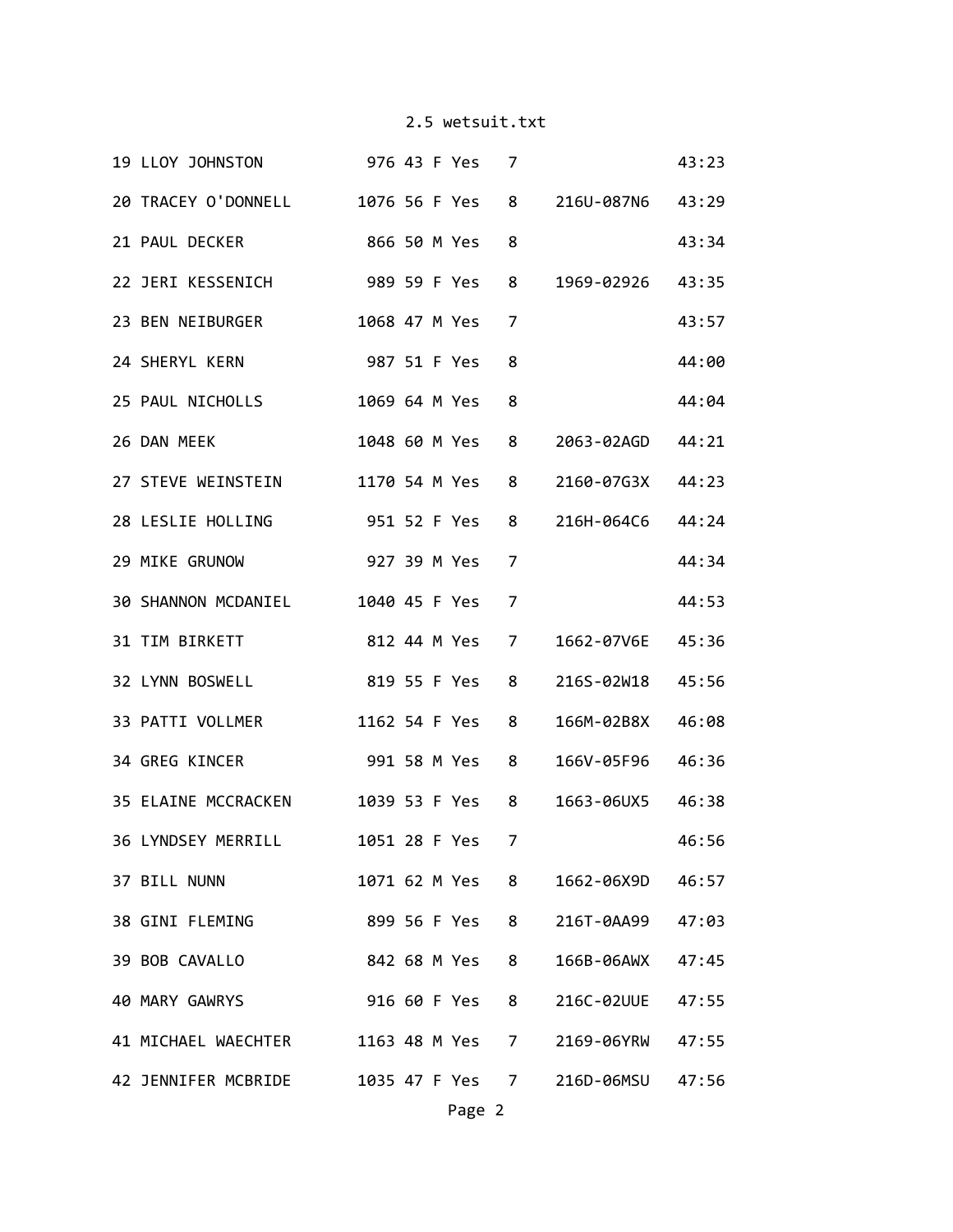2.5 wetsuit.txt

```
19 LLOY JOHNSTON           976 43 F Yes   7                43:23
20 TRACEY O'DONNELL       1076 56 F Yes   8    216U-087N6   43:29
21 PAUL DECKER             866 50 M Yes   8                43:34
22 JERI KESSENICH          989 59 F Yes   8    1969-02926   43:35
23 BEN NEIBURGER          1068 47 M Yes   7                43:57
24 SHERYL KERN             987 51 F Yes   8                44:00
25 PAUL NICHOLLS          1069 64 M Yes   8                44:04
26 DAN MEEK               1048 60 M Yes   8    2063-02AGD   44:21
27 STEVE WEINSTEIN        1170 54 M Yes   8    2160-07G3X   44:23
28 LESLIE HOLLING          951 52 F Yes   8    216H-064C6   44:24
29 MIKE GRUNOW             927 39 M Yes   7                44:34
30 SHANNON MCDANIEL       1040 45 F Yes   7                44:53
31 TIM BIRKETT             812 44 M Yes   7    1662-07V6E   45:36
32 LYNN BOSWELL            819 55 F Yes   8    216S-02W18   45:56
33 PATTI VOLLMER          1162 54 F Yes   8    166M-02B8X   46:08
34 GREG KINCER             991 58 M Yes   8    166V-05F96   46:36
35 ELAINE MCCRACKEN       1039 53 F Yes   8    1663-06UX5   46:38
36 LYNDSEY MERRILL        1051 28 F Yes   7                46:56
37 BILL NUNN              1071 62 M Yes   8    1662-06X9D   46:57
38 GINI FLEMING            899 56 F Yes   8    216T-0AA99   47:03
39 BOB CAVALLO             842 68 M Yes   8    166B-06AWX   47:45
40 MARY GAWRYS             916 60 F Yes   8    216C-02UUE   47:55
41 MICHAEL WAECHTER       1163 48 M Yes   7    2169-06YRW   47:55
42 JENNIFER MCBRIDE       1035 47 F Yes   7    216D-06MSU   47:56
```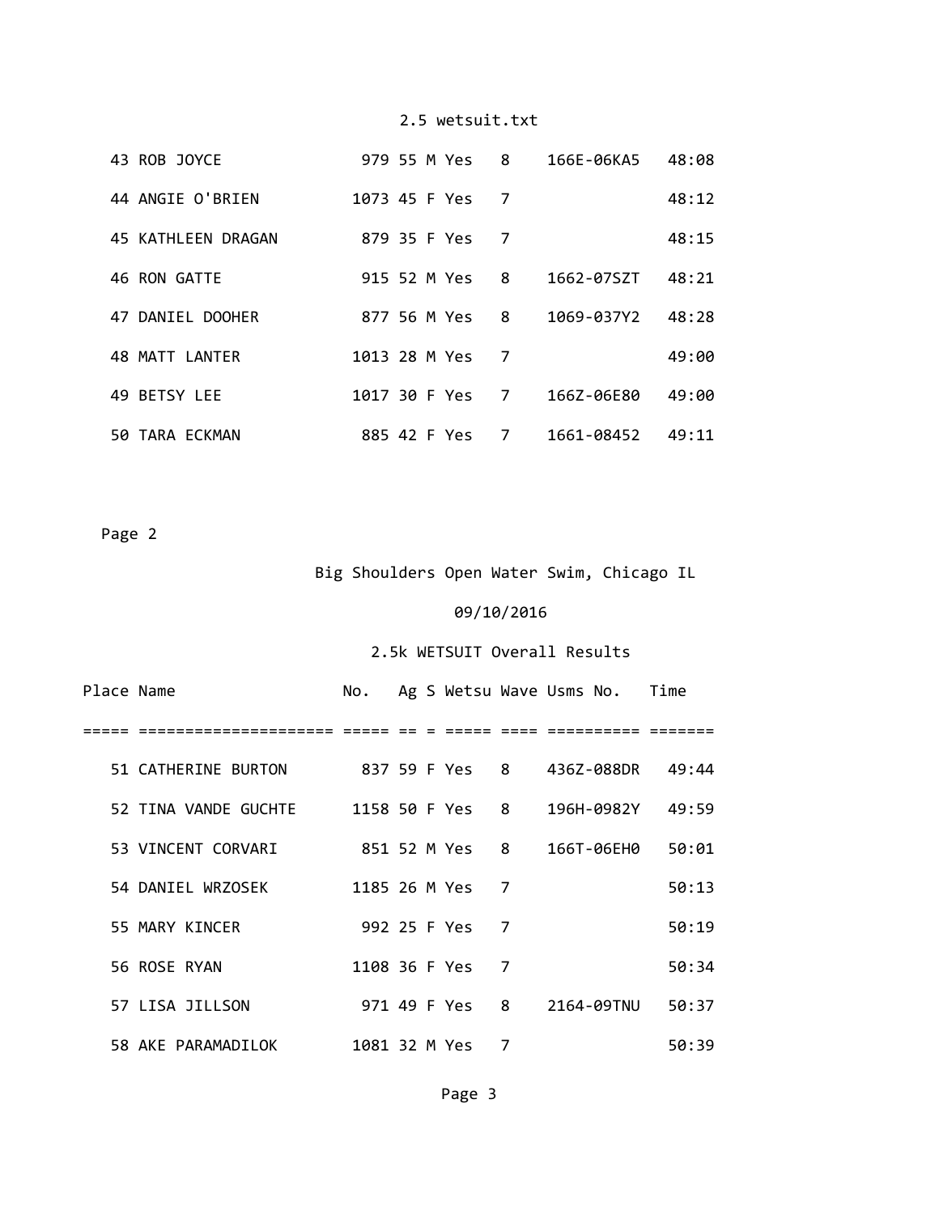| Place | Name | No. | Ag | S | Wetsu | Wave | Usms No. | Time |
|---|---|---|---|---|---|---|---|---|
| 43 | ROB JOYCE | 979 | 55 | M | Yes | 8 | 166E-06KA5 | 48:08 |
| 44 | ANGIE O'BRIEN | 1073 | 45 | F | Yes | 7 | | 48:12 |
| 45 | KATHLEEN DRAGAN | 879 | 35 | F | Yes | 7 | | 48:15 |
| 46 | RON GATTE | 915 | 52 | M | Yes | 8 | 1662-07SZT | 48:21 |
| 47 | DANIEL DOOHER | 877 | 56 | M | Yes | 8 | 1069-037Y2 | 48:28 |
| 48 | MATT LANTER | 1013 | 28 | M | Yes | 7 | | 49:00 |
| 49 | BETSY LEE | 1017 | 30 | F | Yes | 7 | 166Z-06E80 | 49:00 |
| 50 | TARA ECKMAN | 885 | 42 | F | Yes | 7 | 1661-08452 | 49:11 |

Page 2

Big Shoulders Open Water Swim, Chicago IL

09/10/2016

2.5k WETSUIT Overall Results

| Place | Name | No. | Ag | S | Wetsu | Wave | Usms No. | Time |
|---|---|---|---|---|---|---|---|---|
| 51 | CATHERINE BURTON | 837 | 59 | F | Yes | 8 | 436Z-088DR | 49:44 |
| 52 | TINA VANDE GUCHTE | 1158 | 50 | F | Yes | 8 | 196H-0982Y | 49:59 |
| 53 | VINCENT CORVARI | 851 | 52 | M | Yes | 8 | 166T-06EH0 | 50:01 |
| 54 | DANIEL WRZOSEK | 1185 | 26 | M | Yes | 7 | | 50:13 |
| 55 | MARY KINCER | 992 | 25 | F | Yes | 7 | | 50:19 |
| 56 | ROSE RYAN | 1108 | 36 | F | Yes | 7 | | 50:34 |
| 57 | LISA JILLSON | 971 | 49 | F | Yes | 8 | 2164-09TNU | 50:37 |
| 58 | AKE PARAMADILOK | 1081 | 32 | M | Yes | 7 | | 50:39 |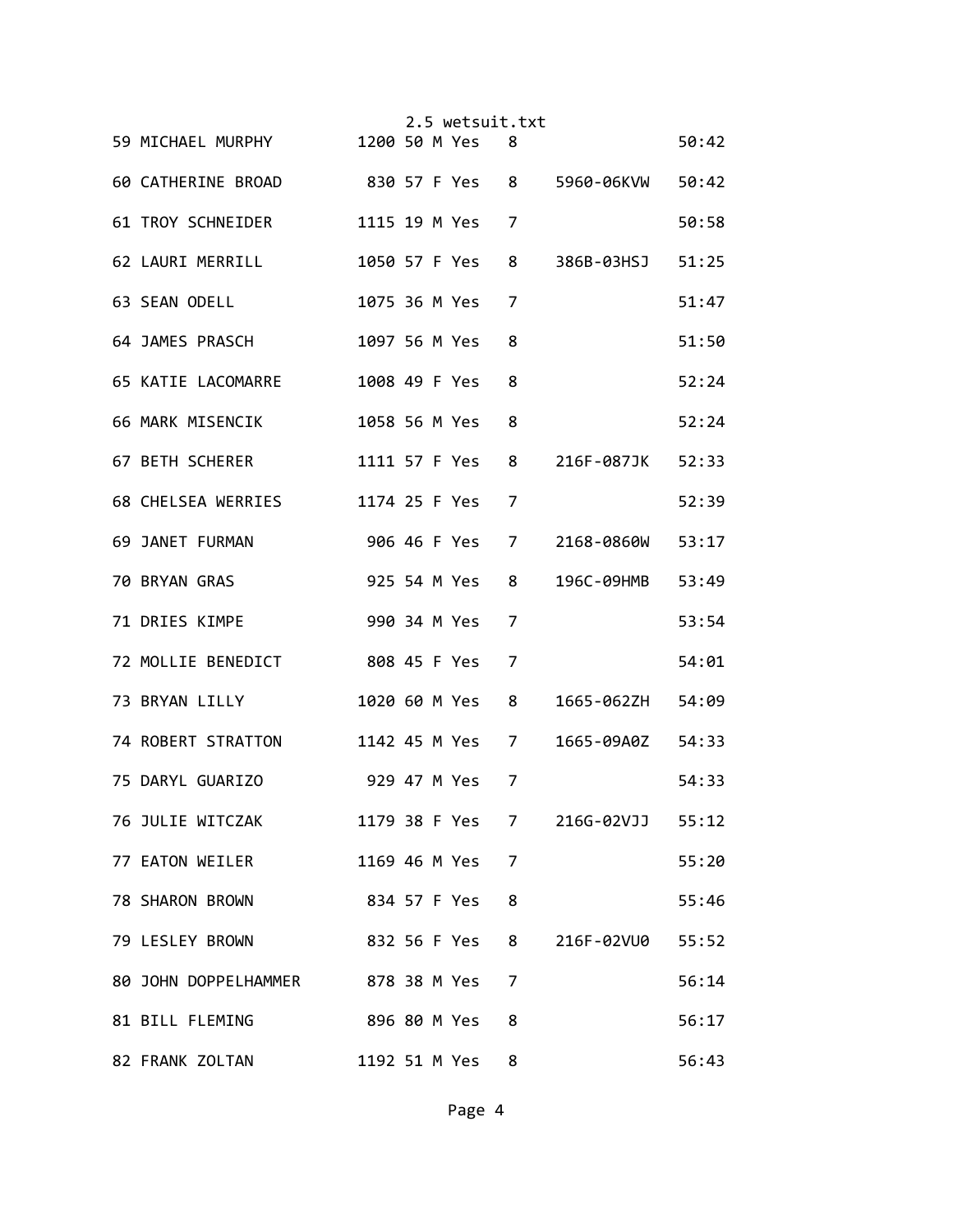| | | | | | | | | |
|---|---|---|---|---|---|---|---|---|
| 59 | MICHAEL MURPHY | 1200 | 50 | M | Yes | 8 | | 50:42 |
| 60 | CATHERINE BROAD | 830 | 57 | F | Yes | 8 | 5960-06KVW | 50:42 |
| 61 | TROY SCHNEIDER | 1115 | 19 | M | Yes | 7 | | 50:58 |
| 62 | LAURI MERRILL | 1050 | 57 | F | Yes | 8 | 386B-03HSJ | 51:25 |
| 63 | SEAN ODELL | 1075 | 36 | M | Yes | 7 | | 51:47 |
| 64 | JAMES PRASCH | 1097 | 56 | M | Yes | 8 | | 51:50 |
| 65 | KATIE LACOMARRE | 1008 | 49 | F | Yes | 8 | | 52:24 |
| 66 | MARK MISENCIK | 1058 | 56 | M | Yes | 8 | | 52:24 |
| 67 | BETH SCHERER | 1111 | 57 | F | Yes | 8 | 216F-087JK | 52:33 |
| 68 | CHELSEA WERRIES | 1174 | 25 | F | Yes | 7 | | 52:39 |
| 69 | JANET FURMAN | 906 | 46 | F | Yes | 7 | 2168-0860W | 53:17 |
| 70 | BRYAN GRAS | 925 | 54 | M | Yes | 8 | 196C-09HMB | 53:49 |
| 71 | DRIES KIMPE | 990 | 34 | M | Yes | 7 | | 53:54 |
| 72 | MOLLIE BENEDICT | 808 | 45 | F | Yes | 7 | | 54:01 |
| 73 | BRYAN LILLY | 1020 | 60 | M | Yes | 8 | 1665-062ZH | 54:09 |
| 74 | ROBERT STRATTON | 1142 | 45 | M | Yes | 7 | 1665-09A0Z | 54:33 |
| 75 | DARYL GUARIZO | 929 | 47 | M | Yes | 7 | | 54:33 |
| 76 | JULIE WITCZAK | 1179 | 38 | F | Yes | 7 | 216G-02VJJ | 55:12 |
| 77 | EATON WEILER | 1169 | 46 | M | Yes | 7 | | 55:20 |
| 78 | SHARON BROWN | 834 | 57 | F | Yes | 8 | | 55:46 |
| 79 | LESLEY BROWN | 832 | 56 | F | Yes | 8 | 216F-02VU0 | 55:52 |
| 80 | JOHN DOPPELHAMMER | 878 | 38 | M | Yes | 7 | | 56:14 |
| 81 | BILL FLEMING | 896 | 80 | M | Yes | 8 | | 56:17 |
| 82 | FRANK ZOLTAN | 1192 | 51 | M | Yes | 8 | | 56:43 |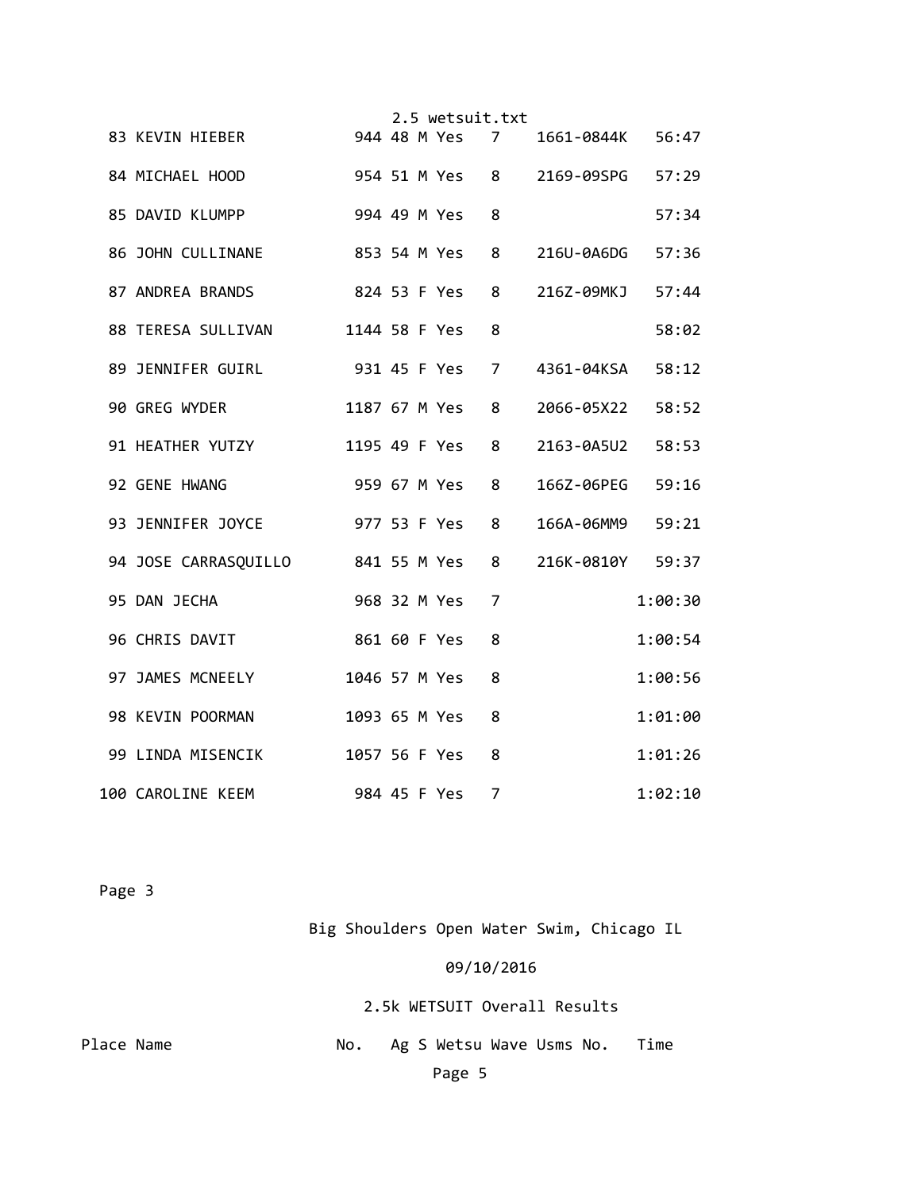| Place | Name | No. | Ag | S | Wetsu | Wave | Usms No. | Time |
|---|---|---|---|---|---|---|---|---|
| 83 | KEVIN HIEBER | 944 | 48 | M | Yes | 7 | 1661-0844K | 56:47 |
| 84 | MICHAEL HOOD | 954 | 51 | M | Yes | 8 | 2169-09SPG | 57:29 |
| 85 | DAVID KLUMPP | 994 | 49 | M | Yes | 8 | | 57:34 |
| 86 | JOHN CULLINANE | 853 | 54 | M | Yes | 8 | 216U-0A6DG | 57:36 |
| 87 | ANDREA BRANDS | 824 | 53 | F | Yes | 8 | 216Z-09MKJ | 57:44 |
| 88 | TERESA SULLIVAN | 1144 | 58 | F | Yes | 8 | | 58:02 |
| 89 | JENNIFER GUIRL | 931 | 45 | F | Yes | 7 | 4361-04KSA | 58:12 |
| 90 | GREG WYDER | 1187 | 67 | M | Yes | 8 | 2066-05X22 | 58:52 |
| 91 | HEATHER YUTZY | 1195 | 49 | F | Yes | 8 | 2163-0A5U2 | 58:53 |
| 92 | GENE HWANG | 959 | 67 | M | Yes | 8 | 166Z-06PEG | 59:16 |
| 93 | JENNIFER JOYCE | 977 | 53 | F | Yes | 8 | 166A-06MM9 | 59:21 |
| 94 | JOSE CARRASQUILLO | 841 | 55 | M | Yes | 8 | 216K-0810Y | 59:37 |
| 95 | DAN JECHA | 968 | 32 | M | Yes | 7 | | 1:00:30 |
| 96 | CHRIS DAVIT | 861 | 60 | F | Yes | 8 | | 1:00:54 |
| 97 | JAMES MCNEELY | 1046 | 57 | M | Yes | 8 | | 1:00:56 |
| 98 | KEVIN POORMAN | 1093 | 65 | M | Yes | 8 | | 1:01:00 |
| 99 | LINDA MISENCIK | 1057 | 56 | F | Yes | 8 | | 1:01:26 |
| 100 | CAROLINE KEEM | 984 | 45 | F | Yes | 7 | | 1:02:10 |

Page 3

Big Shoulders Open Water Swim, Chicago IL

09/10/2016

2.5k WETSUIT Overall Results

Place Name No. Ag S Wetsu Wave Usms No. Time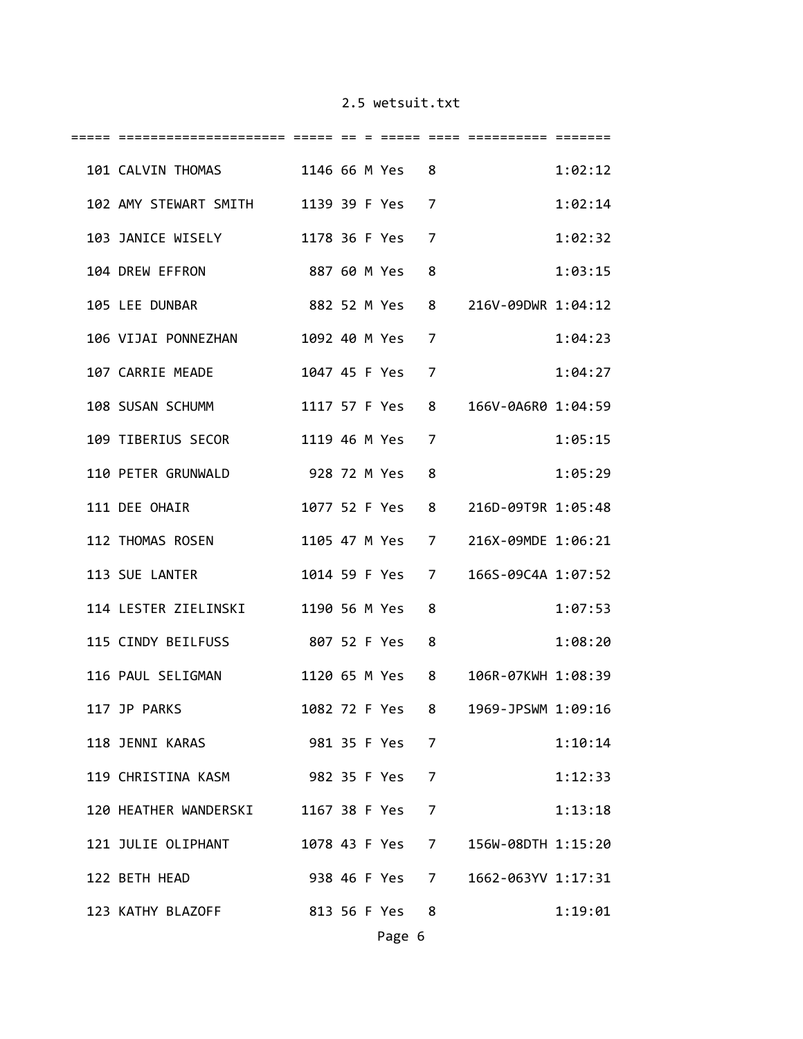2.5 wetsuit.txt

| | | | | | | | | |
|---|---|---|---|---|---|---|---|---|
| 101 | CALVIN THOMAS | 1146 | 66 | M | Yes | 8 | | 1:02:12 |
| 102 | AMY STEWART SMITH | 1139 | 39 | F | Yes | 7 | | 1:02:14 |
| 103 | JANICE WISELY | 1178 | 36 | F | Yes | 7 | | 1:02:32 |
| 104 | DREW EFFRON | 887 | 60 | M | Yes | 8 | | 1:03:15 |
| 105 | LEE DUNBAR | 882 | 52 | M | Yes | 8 | 216V-09DWR | 1:04:12 |
| 106 | VIJAI PONNEZHAN | 1092 | 40 | M | Yes | 7 | | 1:04:23 |
| 107 | CARRIE MEADE | 1047 | 45 | F | Yes | 7 | | 1:04:27 |
| 108 | SUSAN SCHUMM | 1117 | 57 | F | Yes | 8 | 166V-0A6R0 | 1:04:59 |
| 109 | TIBERIUS SECOR | 1119 | 46 | M | Yes | 7 | | 1:05:15 |
| 110 | PETER GRUNWALD | 928 | 72 | M | Yes | 8 | | 1:05:29 |
| 111 | DEE OHAIR | 1077 | 52 | F | Yes | 8 | 216D-09T9R | 1:05:48 |
| 112 | THOMAS ROSEN | 1105 | 47 | M | Yes | 7 | 216X-09MDE | 1:06:21 |
| 113 | SUE LANTER | 1014 | 59 | F | Yes | 7 | 166S-09C4A | 1:07:52 |
| 114 | LESTER ZIELINSKI | 1190 | 56 | M | Yes | 8 | | 1:07:53 |
| 115 | CINDY BEILFUSS | 807 | 52 | F | Yes | 8 | | 1:08:20 |
| 116 | PAUL SELIGMAN | 1120 | 65 | M | Yes | 8 | 106R-07KWH | 1:08:39 |
| 117 | JP PARKS | 1082 | 72 | F | Yes | 8 | 1969-JPSWM | 1:09:16 |
| 118 | JENNI KARAS | 981 | 35 | F | Yes | 7 | | 1:10:14 |
| 119 | CHRISTINA KASM | 982 | 35 | F | Yes | 7 | | 1:12:33 |
| 120 | HEATHER WANDERSKI | 1167 | 38 | F | Yes | 7 | | 1:13:18 |
| 121 | JULIE OLIPHANT | 1078 | 43 | F | Yes | 7 | 156W-08DTH | 1:15:20 |
| 122 | BETH HEAD | 938 | 46 | F | Yes | 7 | 1662-063YV | 1:17:31 |
| 123 | KATHY BLAZOFF | 813 | 56 | F | Yes | 8 | | 1:19:01 |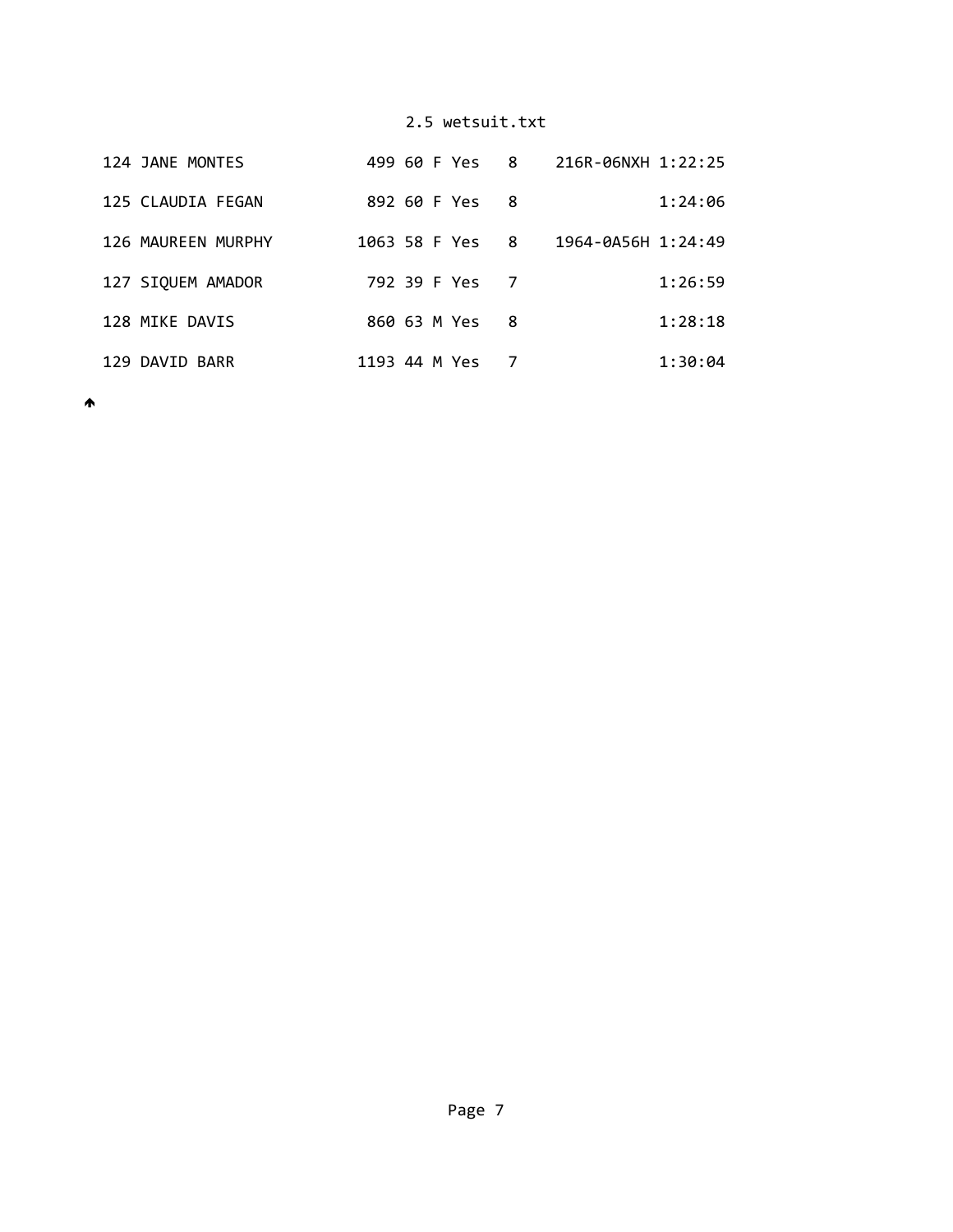2.5 wetsuit.txt

| | | | | | | | | |
|---|---|---|---|---|---|---|---|---|
| 124 | JANE MONTES | 499 | 60 | F | Yes | 8 | 216R-06NXH | 1:22:25 |
| 125 | CLAUDIA FEGAN | 892 | 60 | F | Yes | 8 | | 1:24:06 |
| 126 | MAUREEN MURPHY | 1063 | 58 | F | Yes | 8 | 1964-0A56H | 1:24:49 |
| 127 | SIQUEM AMADOR | 792 | 39 | F | Yes | 7 | | 1:26:59 |
| 128 | MIKE DAVIS | 860 | 63 | M | Yes | 8 | | 1:28:18 |
| 129 | DAVID BARR | 1193 | 44 | M | Yes | 7 | | 1:30:04 |